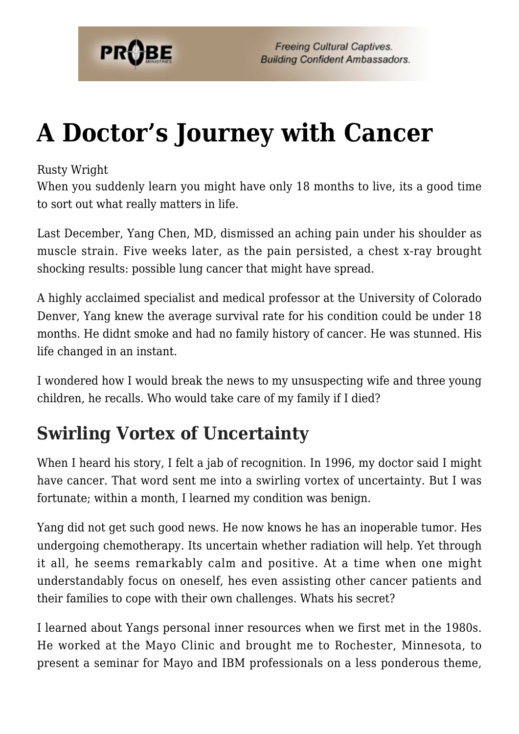# A Doctor's Journey with Cancer

Rusty Wright

When you suddenly learn you might have only 18 months to live, its a good time to sort out what really matters in life.

Last December, Yang Chen, MD, dismissed an aching pain under his shoulder as muscle strain. Five weeks later, as the pain persisted, a chest x-ray brought shocking results: possible lung cancer that might have spread.

A highly acclaimed specialist and medical professor at the University of Colorado Denver, Yang knew the average survival rate for his condition could be under 18 months. He didnt smoke and had no family history of cancer. He was stunned. His life changed in an instant.

I wondered how I would break the news to my unsuspecting wife and three young children, he recalls. Who would take care of my family if I died?

## Swirling Vortex of Uncertainty

When I heard his story, I felt a jab of recognition. In 1996, my doctor said I might have cancer. That word sent me into a swirling vortex of uncertainty. But I was fortunate; within a month, I learned my condition was benign.

Yang did not get such good news. He now knows he has an inoperable tumor. Hes undergoing chemotherapy. Its uncertain whether radiation will help. Yet through it all, he seems remarkably calm and positive. At a time when one might understandably focus on oneself, hes even assisting other cancer patients and their families to cope with their own challenges. Whats his secret?

I learned about Yangs personal inner resources when we first met in the 1980s. He worked at the Mayo Clinic and brought me to Rochester, Minnesota, to present a seminar for Mayo and IBM professionals on a less ponderous theme,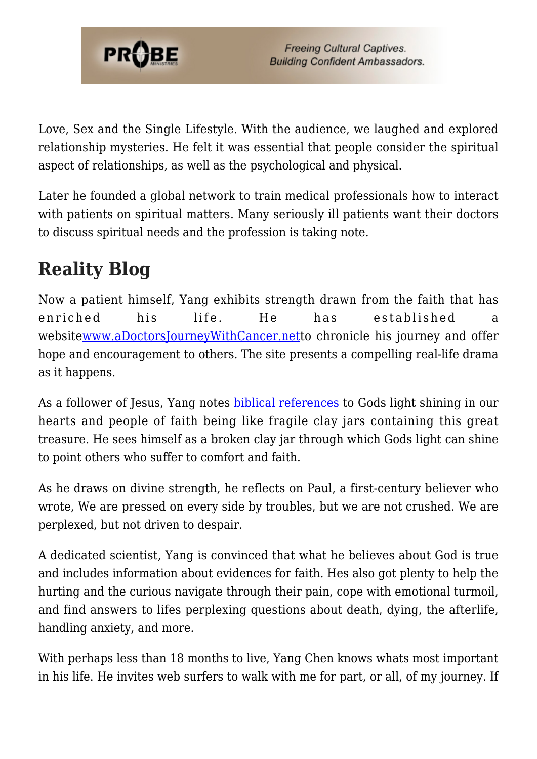Love, Sex and the Single Lifestyle. With the audience, we laughed and explored relationship mysteries. He felt it was essential that people consider the spiritual aspect of relationships, as well as the psychological and physical.

Later he founded a global network to train medical professionals how to interact with patients on spiritual matters. Many seriously ill patients want their doctors to discuss spiritual needs and the profession is taking note.

## Reality Blog

Now a patient himself, Yang exhibits strength drawn from the faith that has enriched his life. He has established a website[www.aDoctorsJourneyWithCancer.net](www.aDoctorsJourneyWithCancer.net)to chronicle his journey and offer hope and encouragement to others. The site presents a compelling real-life drama as it happens.

As a follower of Jesus, Yang notes [biblical references](biblical references) to Gods light shining in our hearts and people of faith being like fragile clay jars containing this great treasure. He sees himself as a broken clay jar through which Gods light can shine to point others who suffer to comfort and faith.

As he draws on divine strength, he reflects on Paul, a first-century believer who wrote, We are pressed on every side by troubles, but we are not crushed. We are perplexed, but not driven to despair.

A dedicated scientist, Yang is convinced that what he believes about God is true and includes information about evidences for faith. Hes also got plenty to help the hurting and the curious navigate through their pain, cope with emotional turmoil, and find answers to lifes perplexing questions about death, dying, the afterlife, handling anxiety, and more.

With perhaps less than 18 months to live, Yang Chen knows whats most important in his life. He invites web surfers to walk with me for part, or all, of my journey. If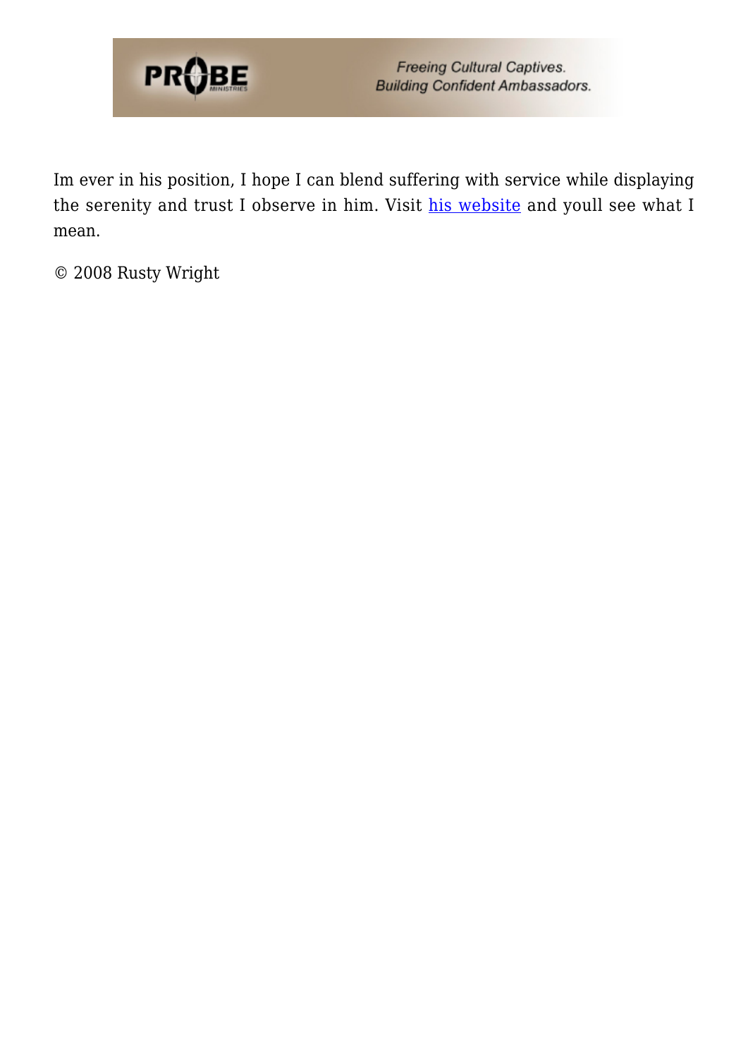Im ever in his position, I hope I can blend suffering with service while displaying the serenity and trust I observe in him. Visit his website and youll see what I mean.

© 2008 Rusty Wright